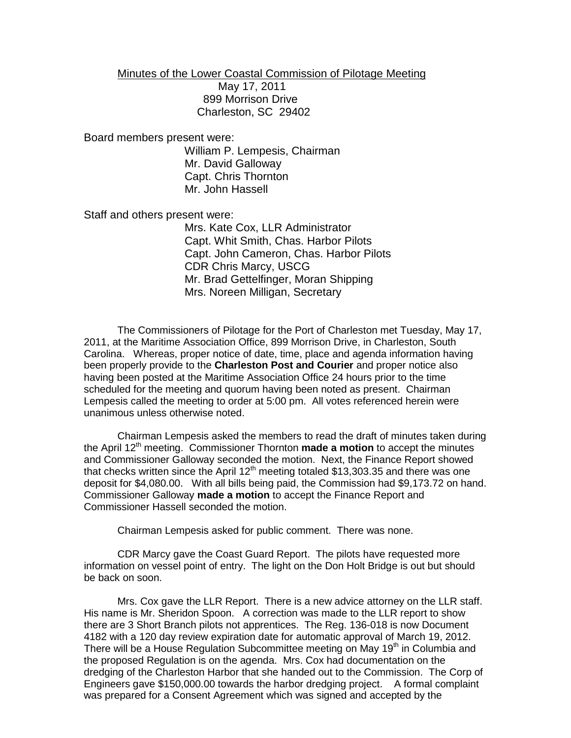# Minutes of the Lower Coastal Commission of Pilotage Meeting

May 17, 2011
899 Morrison Drive
Charleston, SC 29402

Board members present were:

- William P. Lempesis, Chairman
- Mr. David Galloway
- Capt. Chris Thornton
- Mr. John Hassell

Staff and others present were:

- Mrs. Kate Cox, LLR Administrator
- Capt. Whit Smith, Chas. Harbor Pilots
- Capt. John Cameron, Chas. Harbor Pilots
- CDR Chris Marcy, USCG
- Mr. Brad Gettelfinger, Moran Shipping
- Mrs. Noreen Milligan, Secretary

The Commissioners of Pilotage for the Port of Charleston met Tuesday, May 17, 2011, at the Maritime Association Office, 899 Morrison Drive, in Charleston, South Carolina. Whereas, proper notice of date, time, place and agenda information having been properly provide to the **Charleston Post and Courier** and proper notice also having been posted at the Maritime Association Office 24 hours prior to the time scheduled for the meeting and quorum having been noted as present. Chairman Lempesis called the meeting to order at 5:00 pm. All votes referenced herein were unanimous unless otherwise noted.

Chairman Lempesis asked the members to read the draft of minutes taken during the April 12th meeting. Commissioner Thornton **made a motion** to accept the minutes and Commissioner Galloway seconded the motion. Next, the Finance Report showed that checks written since the April 12th meeting totaled $13,303.35 and there was one deposit for $4,080.00. With all bills being paid, the Commission had $9,173.72 on hand. Commissioner Galloway **made a motion** to accept the Finance Report and Commissioner Hassell seconded the motion.

Chairman Lempesis asked for public comment. There was none.

CDR Marcy gave the Coast Guard Report. The pilots have requested more information on vessel point of entry. The light on the Don Holt Bridge is out but should be back on soon.

Mrs. Cox gave the LLR Report. There is a new advice attorney on the LLR staff. His name is Mr. Sheridon Spoon. A correction was made to the LLR report to show there are 3 Short Branch pilots not apprentices. The Reg. 136-018 is now Document 4182 with a 120 day review expiration date for automatic approval of March 19, 2012. There will be a House Regulation Subcommittee meeting on May 19th in Columbia and the proposed Regulation is on the agenda. Mrs. Cox had documentation on the dredging of the Charleston Harbor that she handed out to the Commission. The Corp of Engineers gave $150,000.00 towards the harbor dredging project. A formal complaint was prepared for a Consent Agreement which was signed and accepted by the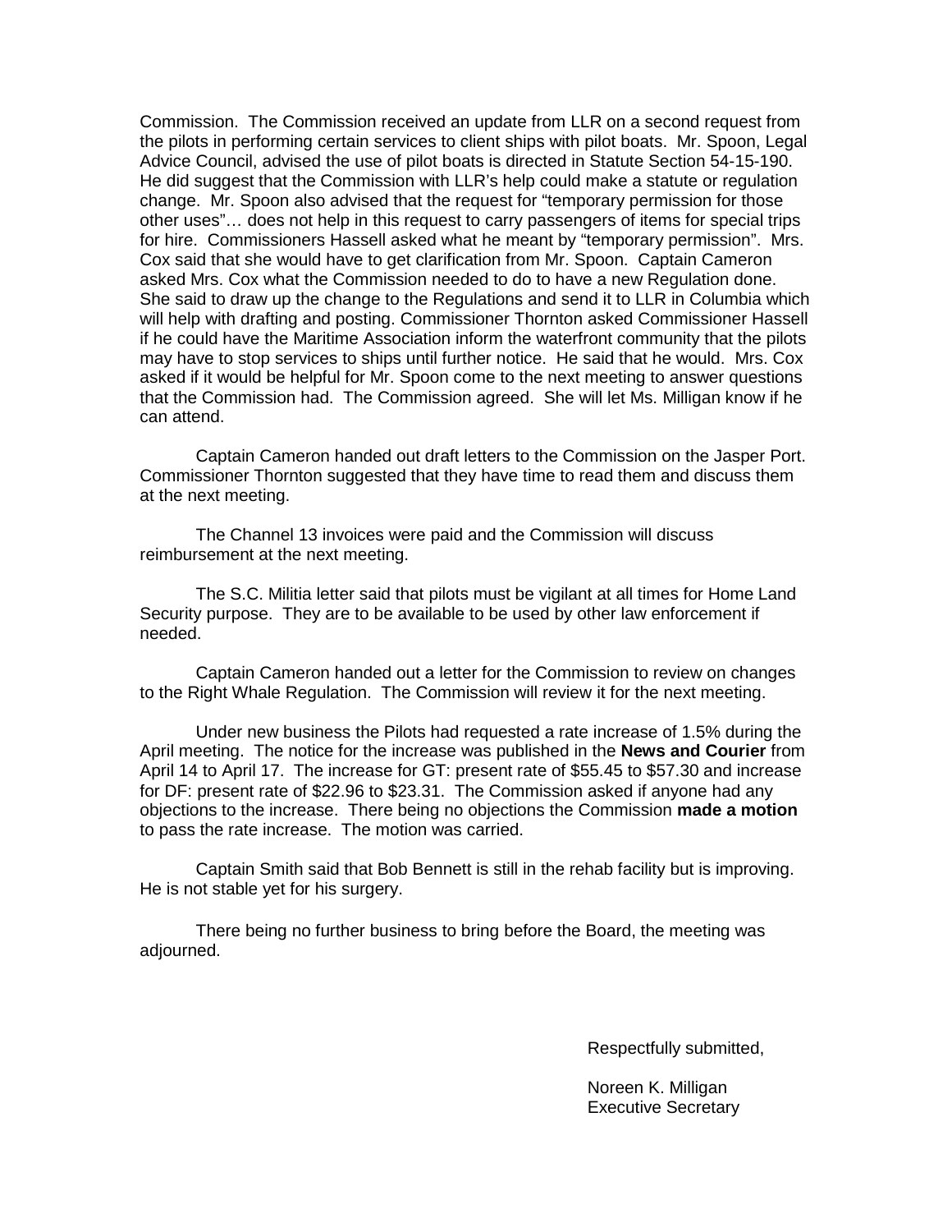Commission. The Commission received an update from LLR on a second request from the pilots in performing certain services to client ships with pilot boats. Mr. Spoon, Legal Advice Council, advised the use of pilot boats is directed in Statute Section 54-15-190. He did suggest that the Commission with LLR's help could make a statute or regulation change. Mr. Spoon also advised that the request for "temporary permission for those other uses"… does not help in this request to carry passengers of items for special trips for hire. Commissioners Hassell asked what he meant by "temporary permission". Mrs. Cox said that she would have to get clarification from Mr. Spoon. Captain Cameron asked Mrs. Cox what the Commission needed to do to have a new Regulation done. She said to draw up the change to the Regulations and send it to LLR in Columbia which will help with drafting and posting. Commissioner Thornton asked Commissioner Hassell if he could have the Maritime Association inform the waterfront community that the pilots may have to stop services to ships until further notice. He said that he would. Mrs. Cox asked if it would be helpful for Mr. Spoon come to the next meeting to answer questions that the Commission had. The Commission agreed. She will let Ms. Milligan know if he can attend.

Captain Cameron handed out draft letters to the Commission on the Jasper Port. Commissioner Thornton suggested that they have time to read them and discuss them at the next meeting.

The Channel 13 invoices were paid and the Commission will discuss reimbursement at the next meeting.

The S.C. Militia letter said that pilots must be vigilant at all times for Home Land Security purpose. They are to be available to be used by other law enforcement if needed.

Captain Cameron handed out a letter for the Commission to review on changes to the Right Whale Regulation. The Commission will review it for the next meeting.

Under new business the Pilots had requested a rate increase of 1.5% during the April meeting. The notice for the increase was published in the **News and Courier** from April 14 to April 17. The increase for GT: present rate of $55.45 to $57.30 and increase for DF: present rate of $22.96 to $23.31. The Commission asked if anyone had any objections to the increase. There being no objections the Commission **made a motion** to pass the rate increase. The motion was carried.

Captain Smith said that Bob Bennett is still in the rehab facility but is improving. He is not stable yet for his surgery.

There being no further business to bring before the Board, the meeting was adjourned.

Respectfully submitted,

Noreen K. Milligan
Executive Secretary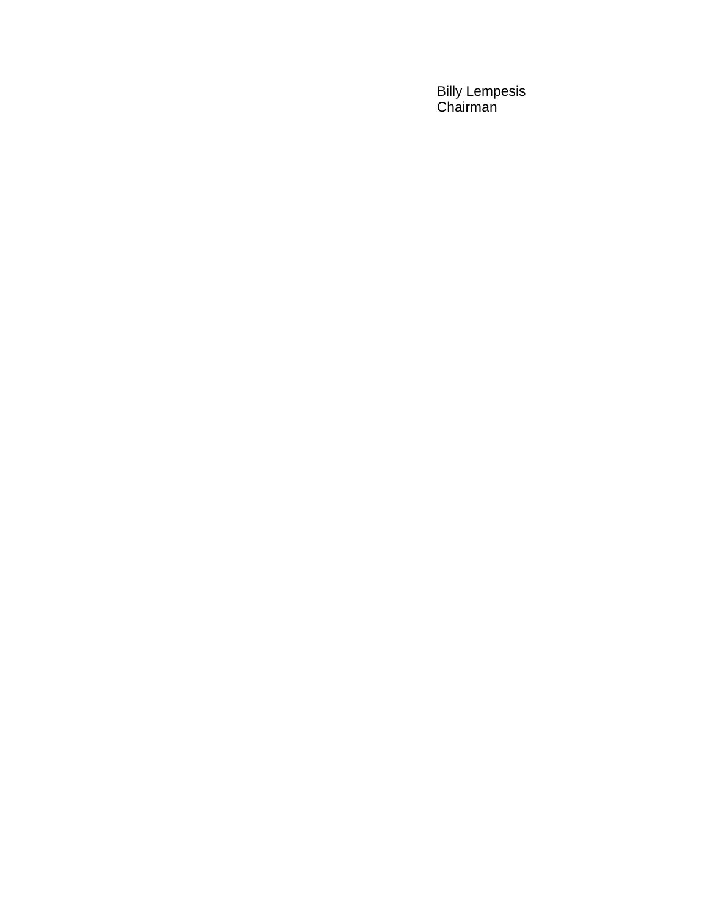Billy Lempesis
Chairman